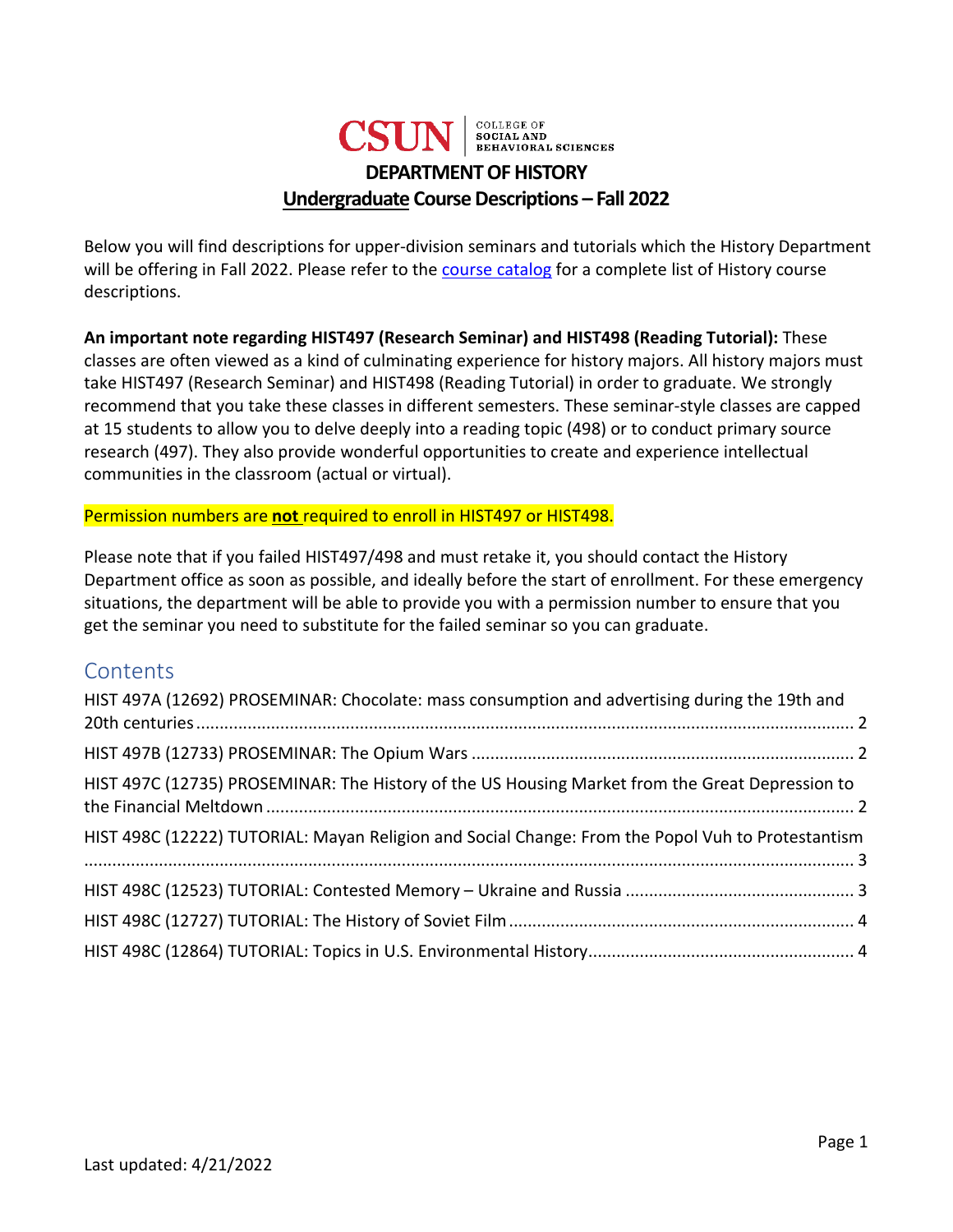CSUN | COLLEGE OF SOCIAL AND BEHAVIORAL SCIENCES

# DEPARTMENT OF HISTORY

## Undergraduate Course Descriptions – Fall 2022

Below you will find descriptions for upper-division seminars and tutorials which the History Department will be offering in Fall 2022. Please refer to the course catalog for a complete list of History course descriptions.

**An important note regarding HIST497 (Research Seminar) and HIST498 (Reading Tutorial):** These classes are often viewed as a kind of culminating experience for history majors. All history majors must take HIST497 (Research Seminar) and HIST498 (Reading Tutorial) in order to graduate. We strongly recommend that you take these classes in different semesters. These seminar-style classes are capped at 15 students to allow you to delve deeply into a reading topic (498) or to conduct primary source research (497). They also provide wonderful opportunities to create and experience intellectual communities in the classroom (actual or virtual).

Permission numbers are **not** required to enroll in HIST497 or HIST498.

Please note that if you failed HIST497/498 and must retake it, you should contact the History Department office as soon as possible, and ideally before the start of enrollment. For these emergency situations, the department will be able to provide you with a permission number to ensure that you get the seminar you need to substitute for the failed seminar so you can graduate.

## Contents

- HIST 497A (12692) PROSEMINAR: Chocolate: mass consumption and advertising during the 19th and 20th centuries ........ 2
- HIST 497B (12733) PROSEMINAR: The Opium Wars ........ 2
- HIST 497C (12735) PROSEMINAR: The History of the US Housing Market from the Great Depression to the Financial Meltdown ........ 2
- HIST 498C (12222) TUTORIAL: Mayan Religion and Social Change: From the Popol Vuh to Protestantism ........ 3
- HIST 498C (12523) TUTORIAL: Contested Memory – Ukraine and Russia ........ 3
- HIST 498C (12727) TUTORIAL: The History of Soviet Film ........ 4
- HIST 498C (12864) TUTORIAL: Topics in U.S. Environmental History ........ 4

Last updated: 4/21/2022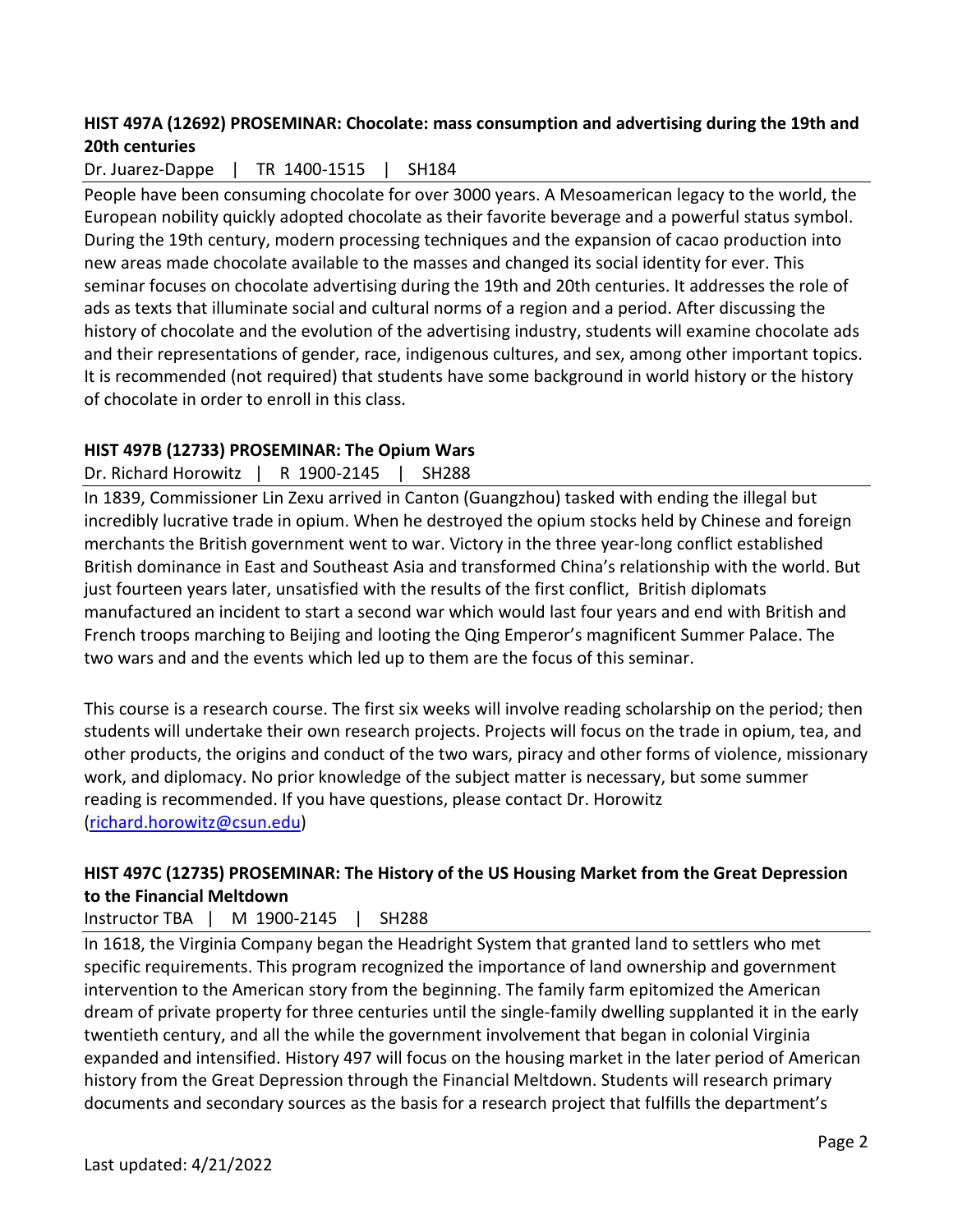### HIST 497A (12692) PROSEMINAR: Chocolate: mass consumption and advertising during the 19th and 20th centuries

Dr. Juarez-Dappe | TR 1400-1515 | SH184

People have been consuming chocolate for over 3000 years. A Mesoamerican legacy to the world, the European nobility quickly adopted chocolate as their favorite beverage and a powerful status symbol. During the 19th century, modern processing techniques and the expansion of cacao production into new areas made chocolate available to the masses and changed its social identity for ever. This seminar focuses on chocolate advertising during the 19th and 20th centuries. It addresses the role of ads as texts that illuminate social and cultural norms of a region and a period. After discussing the history of chocolate and the evolution of the advertising industry, students will examine chocolate ads and their representations of gender, race, indigenous cultures, and sex, among other important topics. It is recommended (not required) that students have some background in world history or the history of chocolate in order to enroll in this class.

### HIST 497B (12733) PROSEMINAR: The Opium Wars

Dr. Richard Horowitz | R 1900-2145 | SH288

In 1839, Commissioner Lin Zexu arrived in Canton (Guangzhou) tasked with ending the illegal but incredibly lucrative trade in opium. When he destroyed the opium stocks held by Chinese and foreign merchants the British government went to war. Victory in the three year-long conflict established British dominance in East and Southeast Asia and transformed China's relationship with the world. But just fourteen years later, unsatisfied with the results of the first conflict, British diplomats manufactured an incident to start a second war which would last four years and end with British and French troops marching to Beijing and looting the Qing Emperor's magnificent Summer Palace. The two wars and and the events which led up to them are the focus of this seminar.

This course is a research course. The first six weeks will involve reading scholarship on the period; then students will undertake their own research projects. Projects will focus on the trade in opium, tea, and other products, the origins and conduct of the two wars, piracy and other forms of violence, missionary work, and diplomacy. No prior knowledge of the subject matter is necessary, but some summer reading is recommended. If you have questions, please contact Dr. Horowitz (richard.horowitz@csun.edu)

### HIST 497C (12735) PROSEMINAR: The History of the US Housing Market from the Great Depression to the Financial Meltdown

Instructor TBA | M 1900-2145 | SH288

In 1618, the Virginia Company began the Headright System that granted land to settlers who met specific requirements. This program recognized the importance of land ownership and government intervention to the American story from the beginning. The family farm epitomized the American dream of private property for three centuries until the single-family dwelling supplanted it in the early twentieth century, and all the while the government involvement that began in colonial Virginia expanded and intensified. History 497 will focus on the housing market in the later period of American history from the Great Depression through the Financial Meltdown. Students will research primary documents and secondary sources as the basis for a research project that fulfills the department's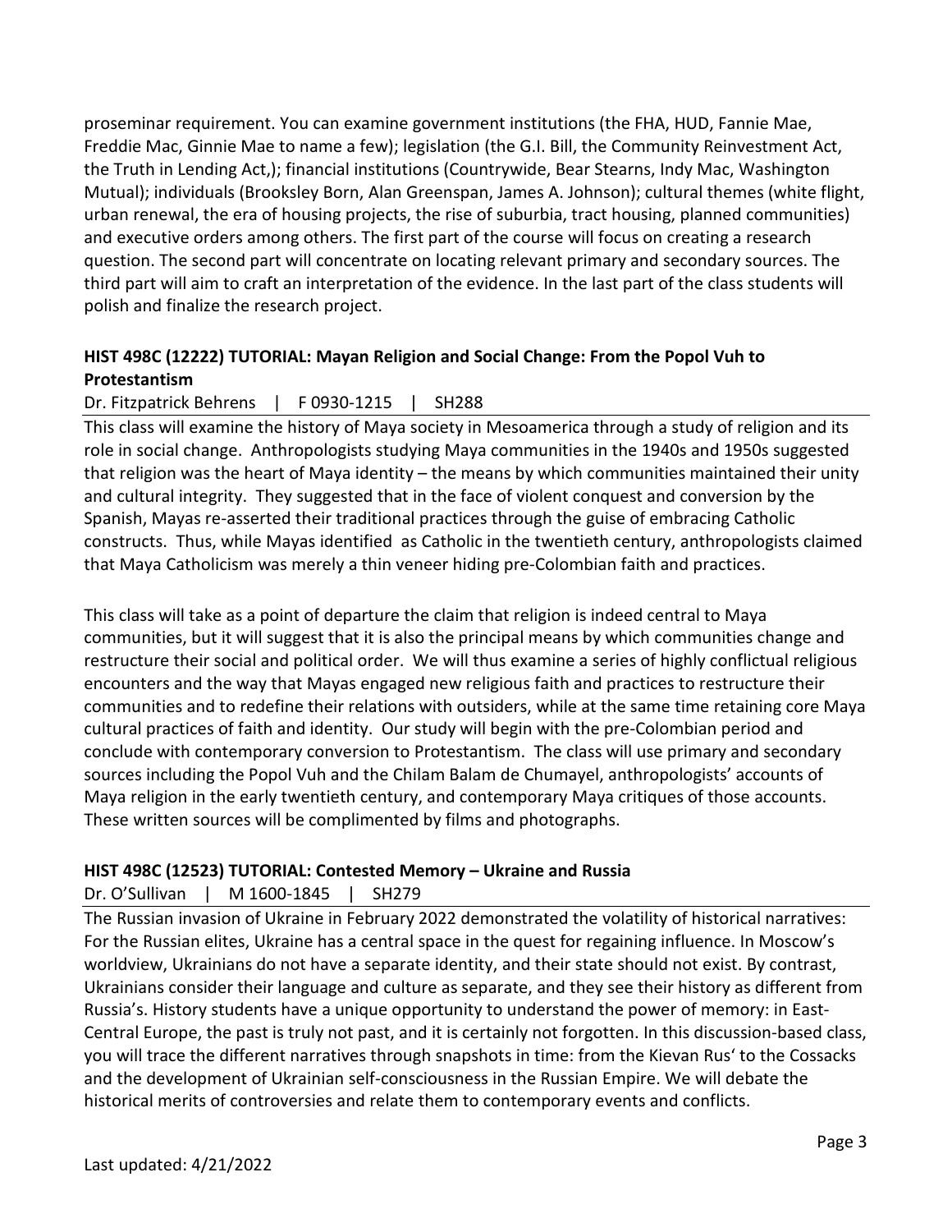proseminar requirement. You can examine government institutions (the FHA, HUD, Fannie Mae, Freddie Mac, Ginnie Mae to name a few); legislation (the G.I. Bill, the Community Reinvestment Act, the Truth in Lending Act,); financial institutions (Countrywide, Bear Stearns, Indy Mac, Washington Mutual); individuals (Brooksley Born, Alan Greenspan, James A. Johnson); cultural themes (white flight, urban renewal, the era of housing projects, the rise of suburbia, tract housing, planned communities) and executive orders among others. The first part of the course will focus on creating a research question. The second part will concentrate on locating relevant primary and secondary sources. The third part will aim to craft an interpretation of the evidence. In the last part of the class students will polish and finalize the research project.

### HIST 498C (12222) TUTORIAL: Mayan Religion and Social Change: From the Popol Vuh to Protestantism

Dr. Fitzpatrick Behrens | F 0930-1215 | SH288

This class will examine the history of Maya society in Mesoamerica through a study of religion and its role in social change. Anthropologists studying Maya communities in the 1940s and 1950s suggested that religion was the heart of Maya identity – the means by which communities maintained their unity and cultural integrity. They suggested that in the face of violent conquest and conversion by the Spanish, Mayas re-asserted their traditional practices through the guise of embracing Catholic constructs. Thus, while Mayas identified as Catholic in the twentieth century, anthropologists claimed that Maya Catholicism was merely a thin veneer hiding pre-Colombian faith and practices.

This class will take as a point of departure the claim that religion is indeed central to Maya communities, but it will suggest that it is also the principal means by which communities change and restructure their social and political order. We will thus examine a series of highly conflictual religious encounters and the way that Mayas engaged new religious faith and practices to restructure their communities and to redefine their relations with outsiders, while at the same time retaining core Maya cultural practices of faith and identity. Our study will begin with the pre-Colombian period and conclude with contemporary conversion to Protestantism. The class will use primary and secondary sources including the Popol Vuh and the Chilam Balam de Chumayel, anthropologists' accounts of Maya religion in the early twentieth century, and contemporary Maya critiques of those accounts. These written sources will be complimented by films and photographs.

### HIST 498C (12523) TUTORIAL: Contested Memory – Ukraine and Russia

Dr. O'Sullivan | M 1600-1845 | SH279

The Russian invasion of Ukraine in February 2022 demonstrated the volatility of historical narratives: For the Russian elites, Ukraine has a central space in the quest for regaining influence. In Moscow's worldview, Ukrainians do not have a separate identity, and their state should not exist. By contrast, Ukrainians consider their language and culture as separate, and they see their history as different from Russia's. History students have a unique opportunity to understand the power of memory: in East-Central Europe, the past is truly not past, and it is certainly not forgotten. In this discussion-based class, you will trace the different narratives through snapshots in time: from the Kievan Rus' to the Cossacks and the development of Ukrainian self-consciousness in the Russian Empire. We will debate the historical merits of controversies and relate them to contemporary events and conflicts.

Last updated: 4/21/2022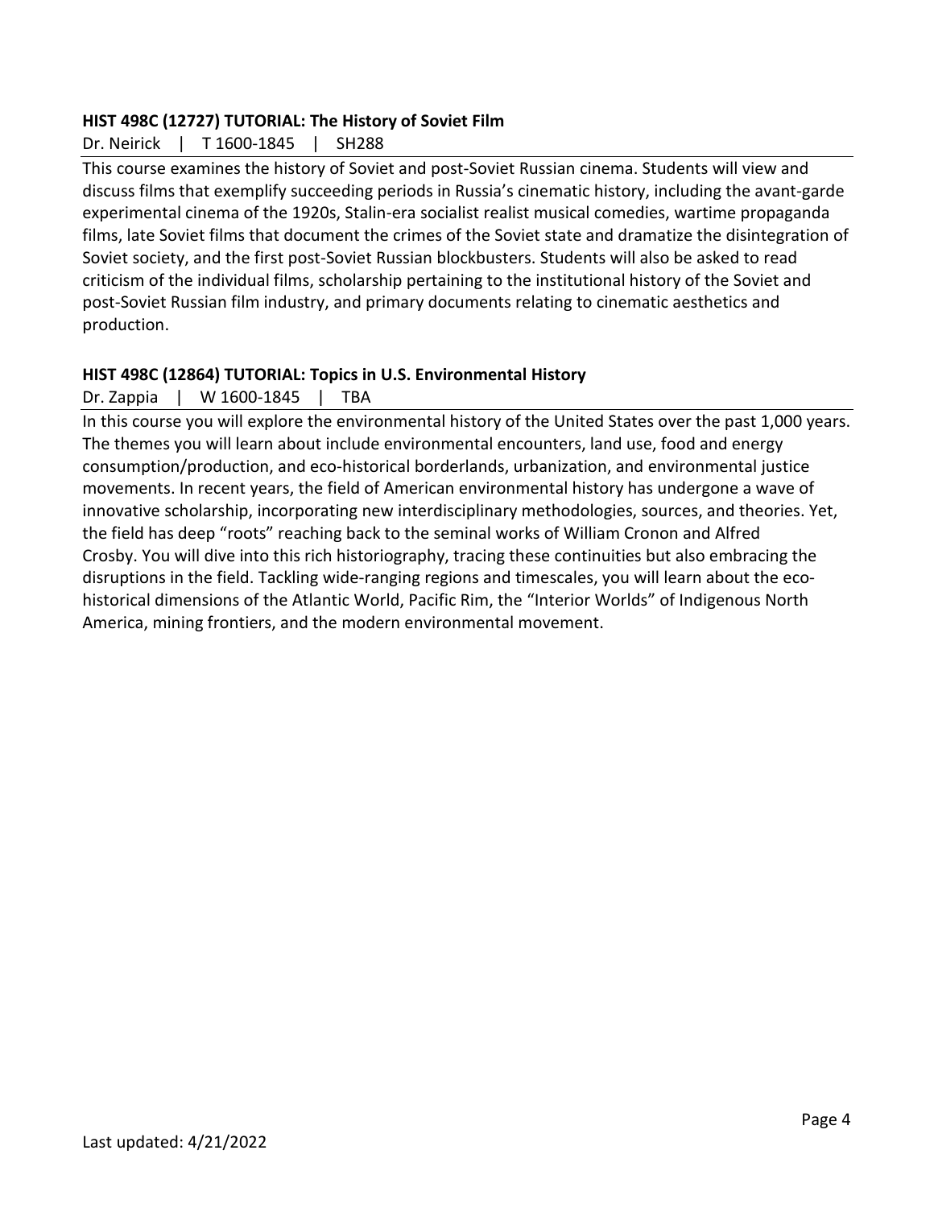### HIST 498C (12727) TUTORIAL: The History of Soviet Film

Dr. Neirick | T 1600-1845 | SH288

This course examines the history of Soviet and post-Soviet Russian cinema. Students will view and discuss films that exemplify succeeding periods in Russia's cinematic history, including the avant-garde experimental cinema of the 1920s, Stalin-era socialist realist musical comedies, wartime propaganda films, late Soviet films that document the crimes of the Soviet state and dramatize the disintegration of Soviet society, and the first post-Soviet Russian blockbusters. Students will also be asked to read criticism of the individual films, scholarship pertaining to the institutional history of the Soviet and post-Soviet Russian film industry, and primary documents relating to cinematic aesthetics and production.

### HIST 498C (12864) TUTORIAL: Topics in U.S. Environmental History

Dr. Zappia | W 1600-1845 | TBA

In this course you will explore the environmental history of the United States over the past 1,000 years. The themes you will learn about include environmental encounters, land use, food and energy consumption/production, and eco-historical borderlands, urbanization, and environmental justice movements. In recent years, the field of American environmental history has undergone a wave of innovative scholarship, incorporating new interdisciplinary methodologies, sources, and theories. Yet, the field has deep "roots" reaching back to the seminal works of William Cronon and Alfred Crosby. You will dive into this rich historiography, tracing these continuities but also embracing the disruptions in the field. Tackling wide-ranging regions and timescales, you will learn about the eco-historical dimensions of the Atlantic World, Pacific Rim, the "Interior Worlds" of Indigenous North America, mining frontiers, and the modern environmental movement.

Last updated: 4/21/2022